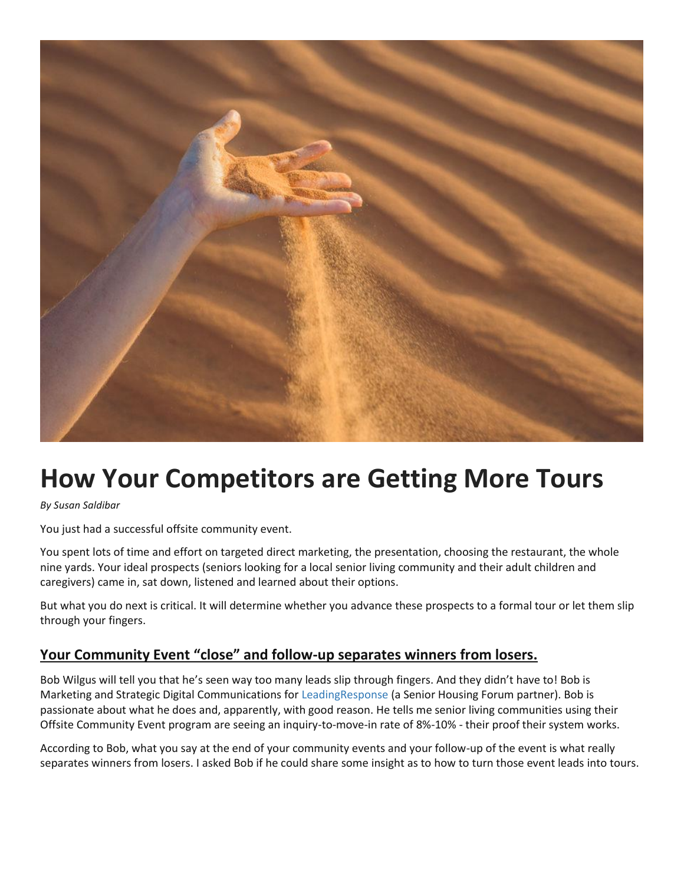# How Your Competitors are Getting More Tours

*By Susan Saldibar*

You just had a successful offsite community event.

You spent lots of time and effort on targeted direct marketing, the presentation, choosing the restaurant, the whole nine yards. Your ideal prospects (seniors looking for a local senior living community and their adult children and caregivers) came in, sat down, listened and learned about their options.

But what you do next is critical. It will determine whether you advance these prospects to a formal tour or let them slip through your fingers.

## Your Community Event "close" and follow-up separates winners from losers.

Bob Wilgus will tell you that he's seen way too many leads slip through fingers. And they didn't have to! Bob is Marketing and Strategic Digital Communications for LeadingResponse (a Senior Housing Forum partner). Bob is passionate about what he does and, apparently, with good reason. He tells me senior living communities using their Offsite Community Event program are seeing an inquiry-to-move-in rate of 8%-10% - their proof their system works.

According to Bob, what you say at the end of your community events and your follow-up of the event is what really separates winners from losers. I asked Bob if he could share some insight as to how to turn those event leads into tours.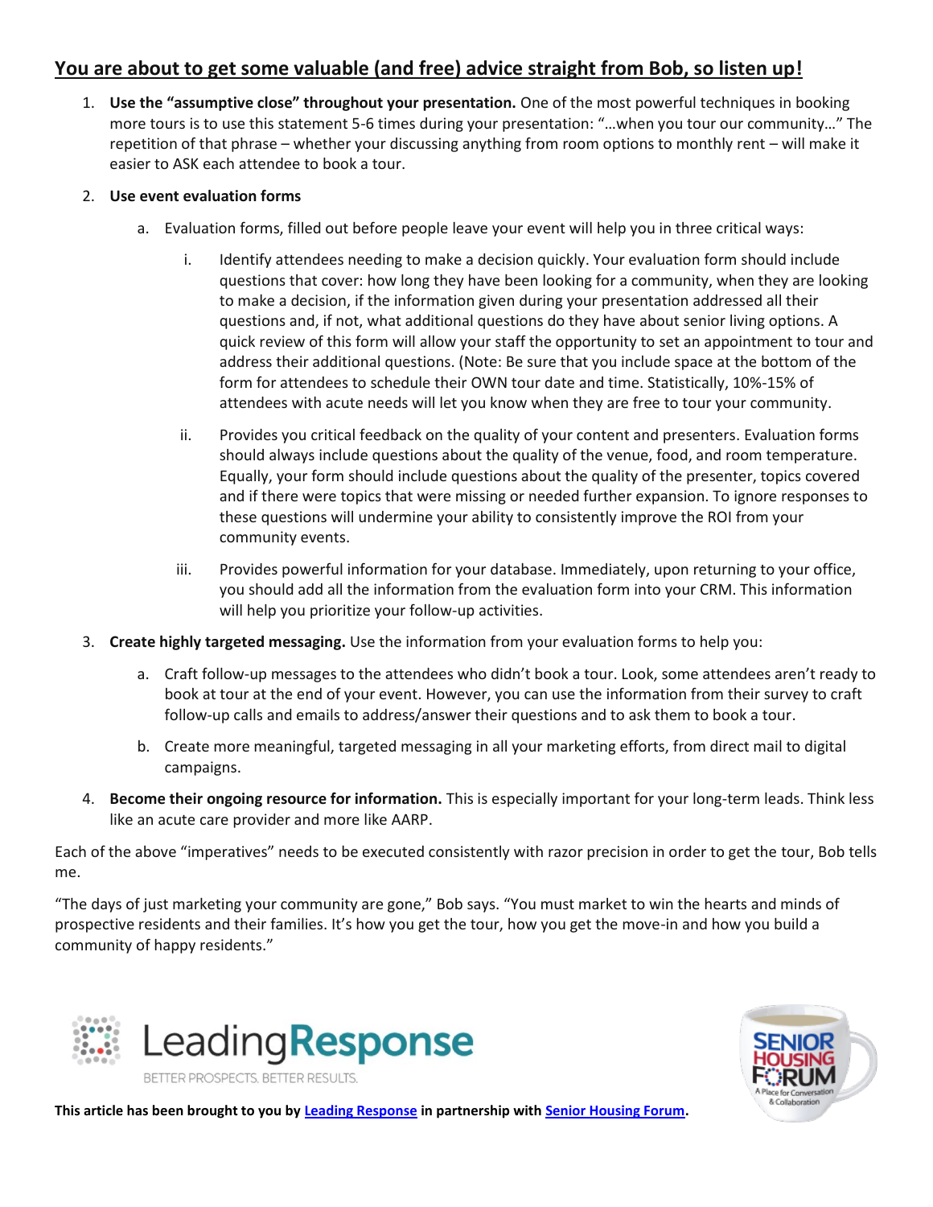## You are about to get some valuable (and free) advice straight from Bob, so listen up!

1. **Use the "assumptive close" throughout your presentation.** One of the most powerful techniques in booking more tours is to use this statement 5-6 times during your presentation: "…when you tour our community…" The repetition of that phrase – whether your discussing anything from room options to monthly rent – will make it easier to ASK each attendee to book a tour.

2. **Use event evaluation forms**

   a. Evaluation forms, filled out before people leave your event will help you in three critical ways:

      i. Identify attendees needing to make a decision quickly. Your evaluation form should include questions that cover: how long they have been looking for a community, when they are looking to make a decision, if the information given during your presentation addressed all their questions and, if not, what additional questions do they have about senior living options. A quick review of this form will allow your staff the opportunity to set an appointment to tour and address their additional questions. (Note: Be sure that you include space at the bottom of the form for attendees to schedule their OWN tour date and time. Statistically, 10%-15% of attendees with acute needs will let you know when they are free to tour your community.

      ii. Provides you critical feedback on the quality of your content and presenters. Evaluation forms should always include questions about the quality of the venue, food, and room temperature. Equally, your form should include questions about the quality of the presenter, topics covered and if there were topics that were missing or needed further expansion. To ignore responses to these questions will undermine your ability to consistently improve the ROI from your community events.

      iii. Provides powerful information for your database. Immediately, upon returning to your office, you should add all the information from the evaluation form into your CRM. This information will help you prioritize your follow-up activities.

3. **Create highly targeted messaging.** Use the information from your evaluation forms to help you:

   a. Craft follow-up messages to the attendees who didn't book a tour. Look, some attendees aren't ready to book at tour at the end of your event. However, you can use the information from their survey to craft follow-up calls and emails to address/answer their questions and to ask them to book a tour.

   b. Create more meaningful, targeted messaging in all your marketing efforts, from direct mail to digital campaigns.

4. **Become their ongoing resource for information.** This is especially important for your long-term leads. Think less like an acute care provider and more like AARP.

Each of the above "imperatives" needs to be executed consistently with razor precision in order to get the tour, Bob tells me.

"The days of just marketing your community are gone," Bob says. "You must market to win the hearts and minds of prospective residents and their families. It's how you get the tour, how you get the move-in and how you build a community of happy residents."

LeadingResponse
BETTER PROSPECTS. BETTER RESULTS.

SENIOR HOUSING FORUM
A Place for Conversation & Collaboration

**This article has been brought to you by Leading Response in partnership with Senior Housing Forum.**